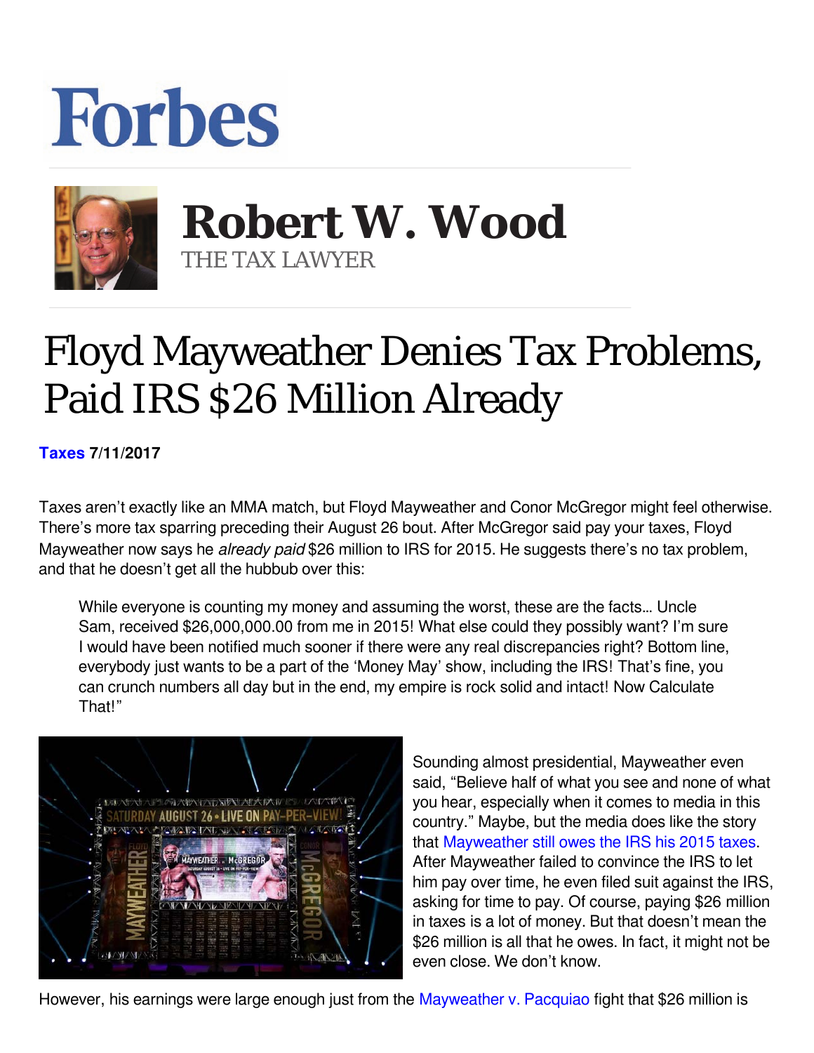# Forbes

## Robert W. Wood

THE TAX LAWYER

# Floyd Mayweather Denies Tax Problems, Paid IRS $26 Million Already

**Taxes 7/11/2017**

Taxes aren't exactly like an MMA match, but Floyd Mayweather and Conor McGregor might feel otherwise. There's more tax sparring preceding their August 26 bout. After McGregor said pay your taxes, Floyd Mayweather now says he *already paid* $26 million to IRS for 2015. He suggests there's no tax problem, and that he doesn't get all the hubbub over this:

> While everyone is counting my money and assuming the worst, these are the facts… Uncle Sam, received $26,000,000.00 from me in 2015! What else could they possibly want? I'm sure I would have been notified much sooner if there were any real discrepancies right? Bottom line, everybody just wants to be a part of the 'Money May' show, including the IRS! That's fine, you can crunch numbers all day but in the end, my empire is rock solid and intact! Now Calculate That!"

Sounding almost presidential, Mayweather even said, "Believe half of what you see and none of what you hear, especially when it comes to media in this country." Maybe, but the media does like the story that Mayweather still owes the IRS his 2015 taxes. After Mayweather failed to convince the IRS to let him pay over time, he even filed suit against the IRS, asking for time to pay. Of course, paying $26 million in taxes is a lot of money. But that doesn't mean the $26 million is all that he owes. In fact, it might not be even close. We don't know.

However, his earnings were large enough just from the Mayweather v. Pacquiao fight that $26 million is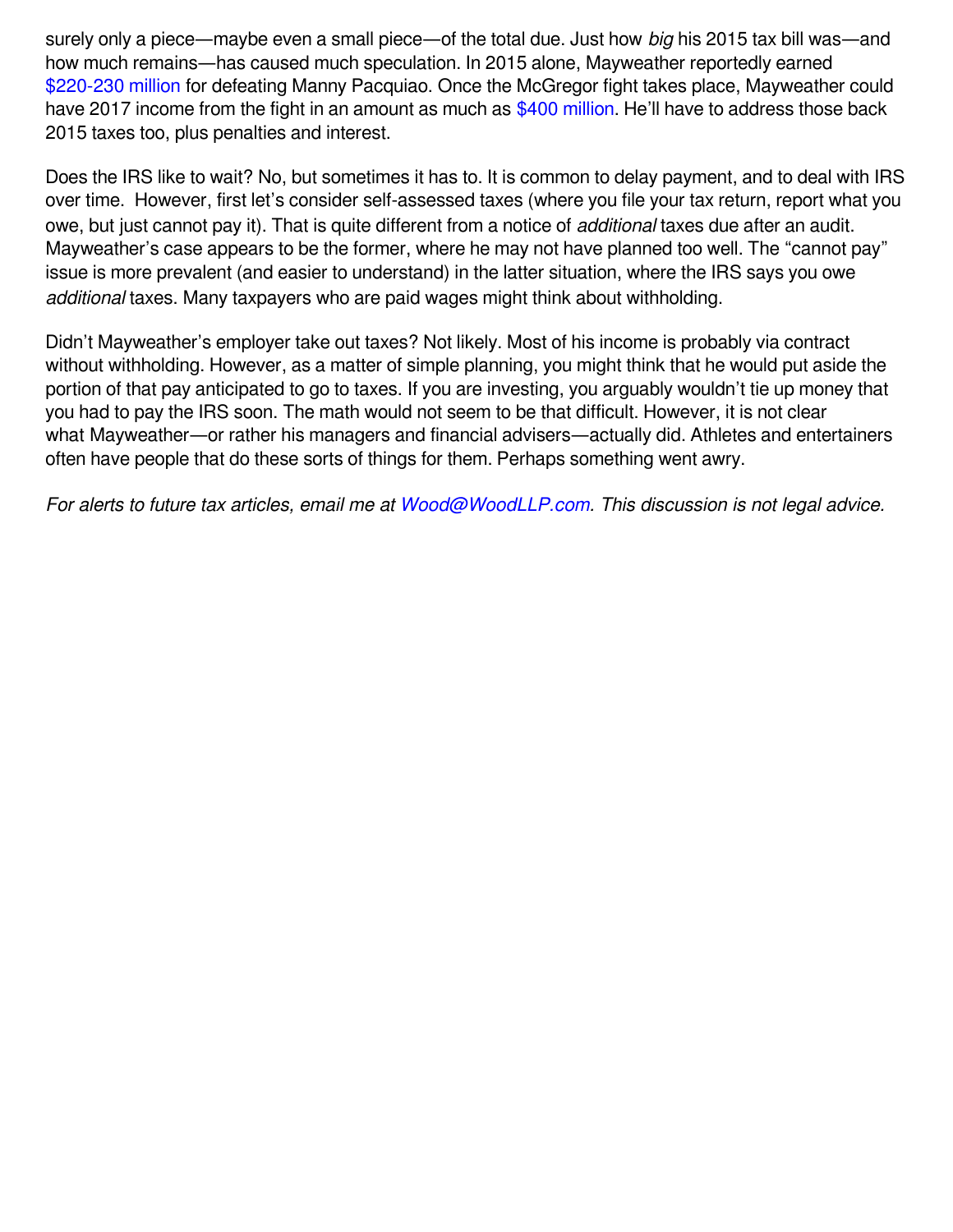surely only a piece—maybe even a small piece—of the total due. Just how *big* his 2015 tax bill was—and how much remains—has caused much speculation. In 2015 alone, Mayweather reportedly earned [$220-230 million](#) for defeating Manny Pacquiao. Once the McGregor fight takes place, Mayweather could have 2017 income from the fight in an amount as much as [$400 million](#). He'll have to address those back 2015 taxes too, plus penalties and interest.

Does the IRS like to wait? No, but sometimes it has to. It is common to delay payment, and to deal with IRS over time. However, first let's consider self-assessed taxes (where you file your tax return, report what you owe, but just cannot pay it). That is quite different from a notice of *additional* taxes due after an audit. Mayweather's case appears to be the former, where he may not have planned too well. The "cannot pay" issue is more prevalent (and easier to understand) in the latter situation, where the IRS says you owe *additional* taxes. Many taxpayers who are paid wages might think about withholding.

Didn't Mayweather's employer take out taxes? Not likely. Most of his income is probably via contract without withholding. However, as a matter of simple planning, you might think that he would put aside the portion of that pay anticipated to go to taxes. If you are investing, you arguably wouldn't tie up money that you had to pay the IRS soon. The math would not seem to be that difficult. However, it is not clear what Mayweather—or rather his managers and financial advisers—actually did. Athletes and entertainers often have people that do these sorts of things for them. Perhaps something went awry.

*For alerts to future tax articles, email me at Wood@WoodLLP.com. This discussion is not legal advice.*